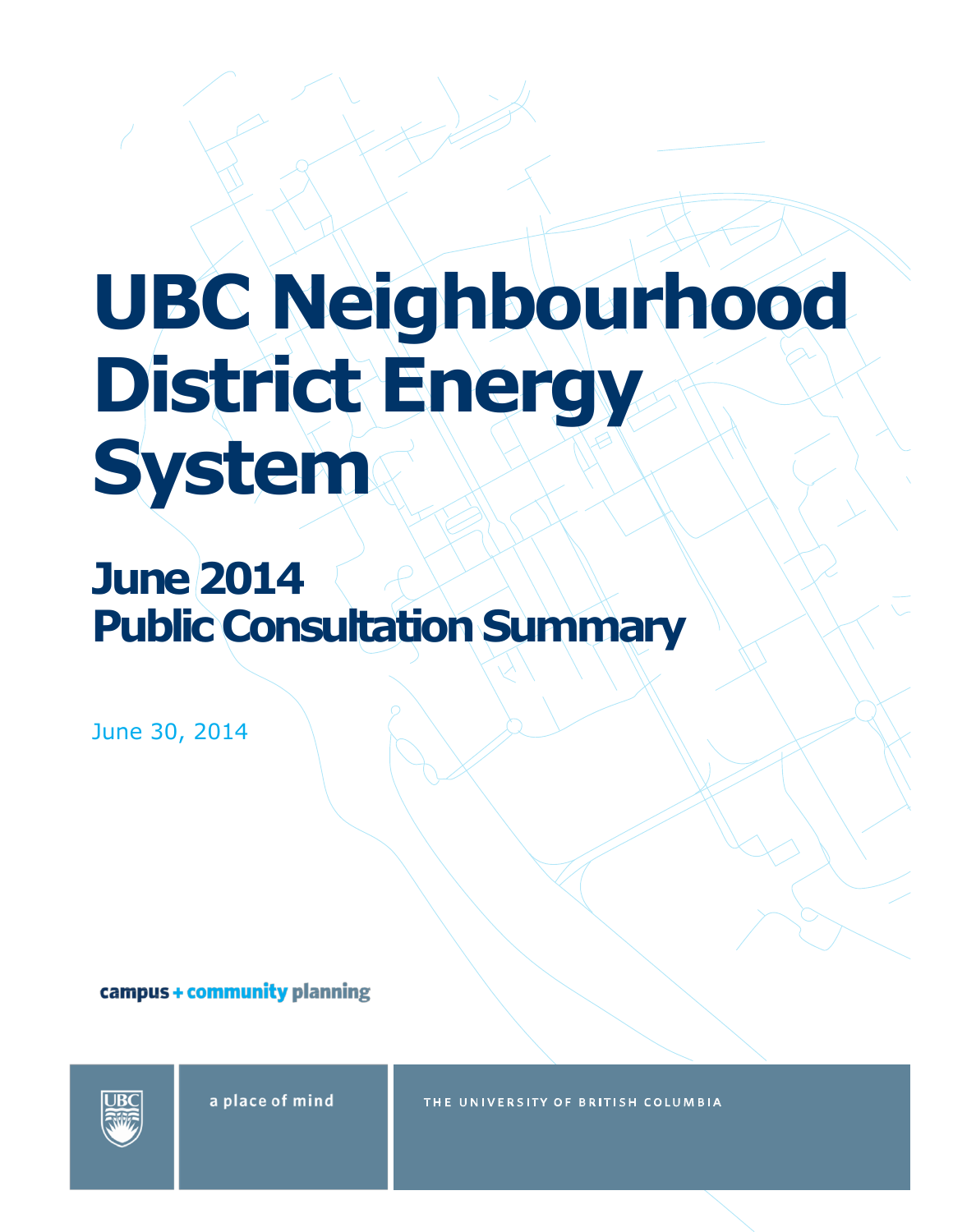# UBC Neighbourhood District Energy System

## June 2014
## Public Consultation Summary

June 30, 2014

campus + community planning

a place of mind

THE UNIVERSITY OF BRITISH COLUMBIA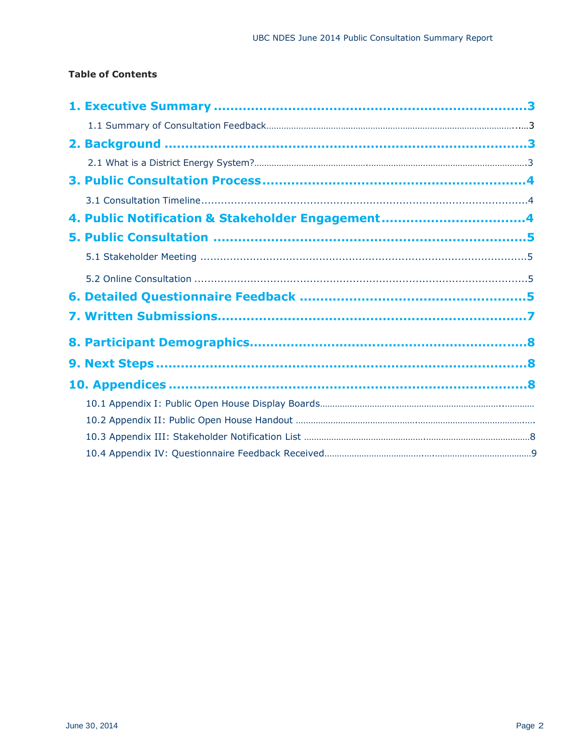**Table of Contents**

1. Executive Summary .................................................................... 3
   - 1.1 Summary of Consultation Feedback .................................................... 3
2. Background .................................................................... 3
   - 2.1 What is a District Energy System? .................................................... 3
3. Public Consultation Process .................................................................... 4
   - 3.1 Consultation Timeline .................................................... 4
4. Public Notification & Stakeholder Engagement .................................................................... 4
5. Public Consultation .................................................................... 5
   - 5.1 Stakeholder Meeting .................................................... 5
   - 5.2 Online Consultation .................................................... 5
6. Detailed Questionnaire Feedback .................................................................... 5
7. Written Submissions .................................................................... 7
8. Participant Demographics .................................................................... 8
9. Next Steps .................................................................... 8
10. Appendices .................................................................... 8
    - 10.1 Appendix I: Public Open House Display Boards ....................................................
    - 10.2 Appendix II: Public Open House Handout ....................................................
    - 10.3 Appendix III: Stakeholder Notification List .................................................... 8
    - 10.4 Appendix IV: Questionnaire Feedback Received .................................................... 9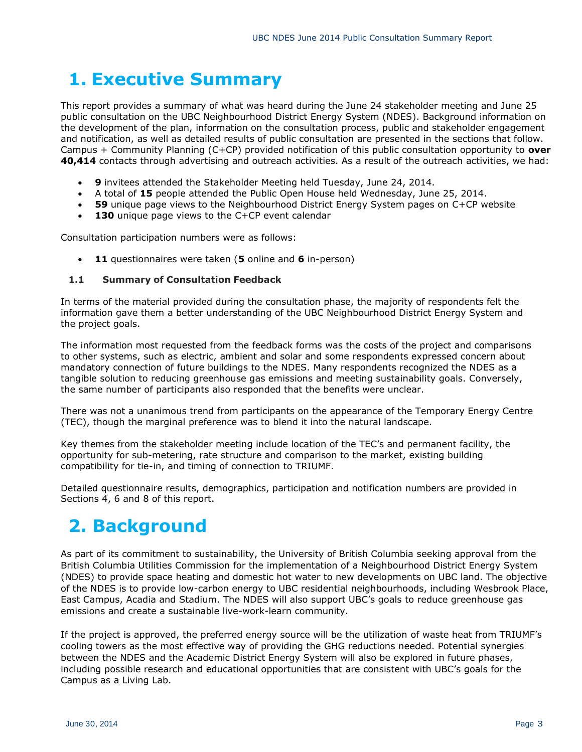# 1. Executive Summary

This report provides a summary of what was heard during the June 24 stakeholder meeting and June 25 public consultation on the UBC Neighbourhood District Energy System (NDES). Background information on the development of the plan, information on the consultation process, public and stakeholder engagement and notification, as well as detailed results of public consultation are presented in the sections that follow. Campus + Community Planning (C+CP) provided notification of this public consultation opportunity to **over 40,414** contacts through advertising and outreach activities. As a result of the outreach activities, we had:

- **9** invitees attended the Stakeholder Meeting held Tuesday, June 24, 2014.
- A total of **15** people attended the Public Open House held Wednesday, June 25, 2014.
- **59** unique page views to the Neighbourhood District Energy System pages on C+CP website
- **130** unique page views to the C+CP event calendar

Consultation participation numbers were as follows:

- **11** questionnaires were taken (**5** online and **6** in-person)

### 1.1 Summary of Consultation Feedback

In terms of the material provided during the consultation phase, the majority of respondents felt the information gave them a better understanding of the UBC Neighbourhood District Energy System and the project goals.

The information most requested from the feedback forms was the costs of the project and comparisons to other systems, such as electric, ambient and solar and some respondents expressed concern about mandatory connection of future buildings to the NDES. Many respondents recognized the NDES as a tangible solution to reducing greenhouse gas emissions and meeting sustainability goals. Conversely, the same number of participants also responded that the benefits were unclear.

There was not a unanimous trend from participants on the appearance of the Temporary Energy Centre (TEC), though the marginal preference was to blend it into the natural landscape.

Key themes from the stakeholder meeting include location of the TEC's and permanent facility, the opportunity for sub-metering, rate structure and comparison to the market, existing building compatibility for tie-in, and timing of connection to TRIUMF.

Detailed questionnaire results, demographics, participation and notification numbers are provided in Sections 4, 6 and 8 of this report.

# 2. Background

As part of its commitment to sustainability, the University of British Columbia seeking approval from the British Columbia Utilities Commission for the implementation of a Neighbourhood District Energy System (NDES) to provide space heating and domestic hot water to new developments on UBC land. The objective of the NDES is to provide low-carbon energy to UBC residential neighbourhoods, including Wesbrook Place, East Campus, Acadia and Stadium. The NDES will also support UBC's goals to reduce greenhouse gas emissions and create a sustainable live-work-learn community.

If the project is approved, the preferred energy source will be the utilization of waste heat from TRIUMF's cooling towers as the most effective way of providing the GHG reductions needed. Potential synergies between the NDES and the Academic District Energy System will also be explored in future phases, including possible research and educational opportunities that are consistent with UBC's goals for the Campus as a Living Lab.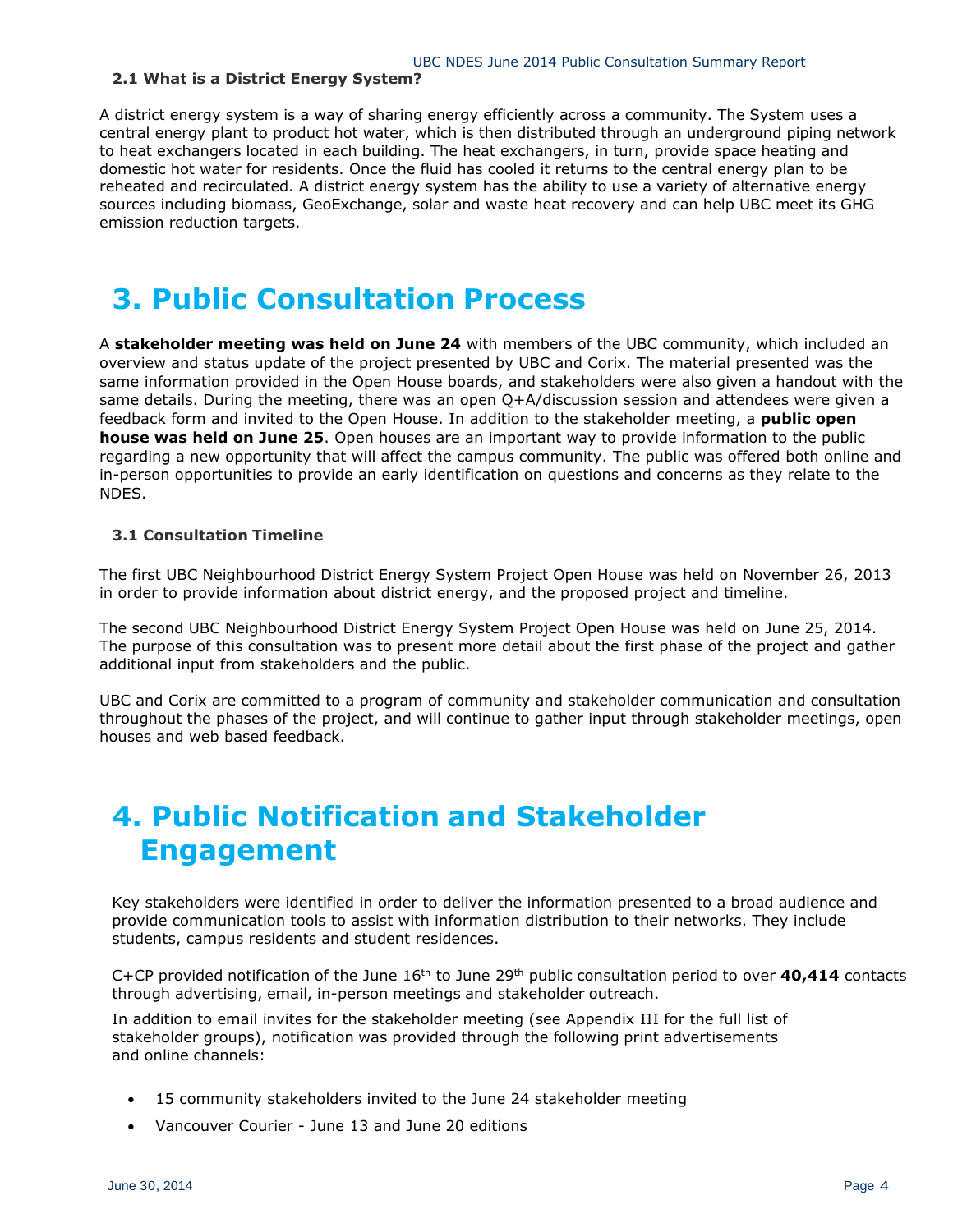### 2.1 What is a District Energy System?

A district energy system is a way of sharing energy efficiently across a community. The System uses a central energy plant to product hot water, which is then distributed through an underground piping network to heat exchangers located in each building. The heat exchangers, in turn, provide space heating and domestic hot water for residents. Once the fluid has cooled it returns to the central energy plan to be reheated and recirculated. A district energy system has the ability to use a variety of alternative energy sources including biomass, GeoExchange, solar and waste heat recovery and can help UBC meet its GHG emission reduction targets.

# 3. Public Consultation Process

A **stakeholder meeting was held on June 24** with members of the UBC community, which included an overview and status update of the project presented by UBC and Corix. The material presented was the same information provided in the Open House boards, and stakeholders were also given a handout with the same details. During the meeting, there was an open Q+A/discussion session and attendees were given a feedback form and invited to the Open House. In addition to the stakeholder meeting, a **public open house was held on June 25**. Open houses are an important way to provide information to the public regarding a new opportunity that will affect the campus community. The public was offered both online and in-person opportunities to provide an early identification on questions and concerns as they relate to the NDES.

### 3.1 Consultation Timeline

The first UBC Neighbourhood District Energy System Project Open House was held on November 26, 2013 in order to provide information about district energy, and the proposed project and timeline.

The second UBC Neighbourhood District Energy System Project Open House was held on June 25, 2014. The purpose of this consultation was to present more detail about the first phase of the project and gather additional input from stakeholders and the public.

UBC and Corix are committed to a program of community and stakeholder communication and consultation throughout the phases of the project, and will continue to gather input through stakeholder meetings, open houses and web based feedback.

# 4. Public Notification and Stakeholder Engagement

Key stakeholders were identified in order to deliver the information presented to a broad audience and provide communication tools to assist with information distribution to their networks. They include students, campus residents and student residences.

C+CP provided notification of the June 16th to June 29th public consultation period to over **40,414** contacts through advertising, email, in-person meetings and stakeholder outreach.

In addition to email invites for the stakeholder meeting (see Appendix III for the full list of stakeholder groups), notification was provided through the following print advertisements and online channels:

- 15 community stakeholders invited to the June 24 stakeholder meeting
- Vancouver Courier - June 13 and June 20 editions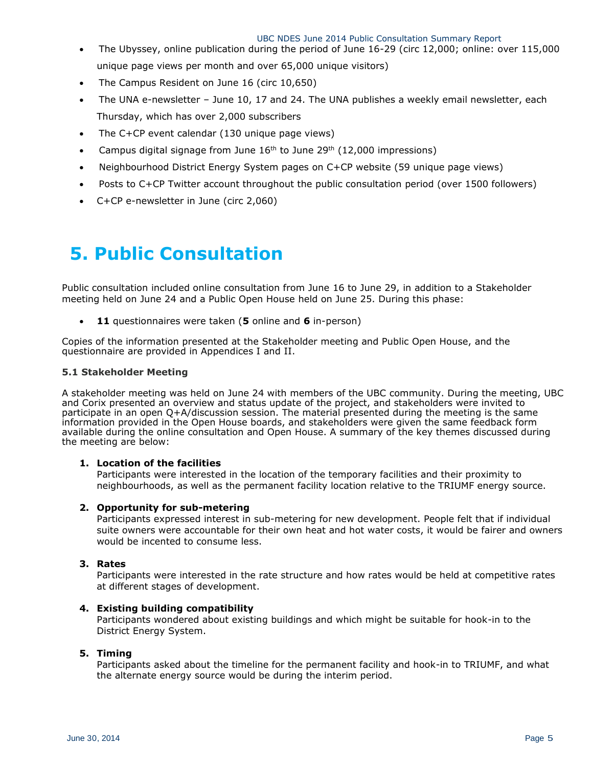- The Ubyssey, online publication during the period of June 16-29 (circ 12,000; online: over 115,000 unique page views per month and over 65,000 unique visitors)
- The Campus Resident on June 16 (circ 10,650)
- The UNA e-newsletter – June 10, 17 and 24. The UNA publishes a weekly email newsletter, each Thursday, which has over 2,000 subscribers
- The C+CP event calendar (130 unique page views)
- Campus digital signage from June 16th to June 29th (12,000 impressions)
- Neighbourhood District Energy System pages on C+CP website (59 unique page views)
- Posts to C+CP Twitter account throughout the public consultation period (over 1500 followers)
- C+CP e-newsletter in June (circ 2,060)

# 5. Public Consultation

Public consultation included online consultation from June 16 to June 29, in addition to a Stakeholder meeting held on June 24 and a Public Open House held on June 25. During this phase:

- **11** questionnaires were taken (**5** online and **6** in-person)

Copies of the information presented at the Stakeholder meeting and Public Open House, and the questionnaire are provided in Appendices I and II.

### 5.1 Stakeholder Meeting

A stakeholder meeting was held on June 24 with members of the UBC community. During the meeting, UBC and Corix presented an overview and status update of the project, and stakeholders were invited to participate in an open Q+A/discussion session. The material presented during the meeting is the same information provided in the Open House boards, and stakeholders were given the same feedback form available during the online consultation and Open House. A summary of the key themes discussed during the meeting are below:

1. **Location of the facilities**
   Participants were interested in the location of the temporary facilities and their proximity to neighbourhoods, as well as the permanent facility location relative to the TRIUMF energy source.

2. **Opportunity for sub-metering**
   Participants expressed interest in sub-metering for new development. People felt that if individual suite owners were accountable for their own heat and hot water costs, it would be fairer and owners would be incented to consume less.

3. **Rates**
   Participants were interested in the rate structure and how rates would be held at competitive rates at different stages of development.

4. **Existing building compatibility**
   Participants wondered about existing buildings and which might be suitable for hook-in to the District Energy System.

5. **Timing**
   Participants asked about the timeline for the permanent facility and hook-in to TRIUMF, and what the alternate energy source would be during the interim period.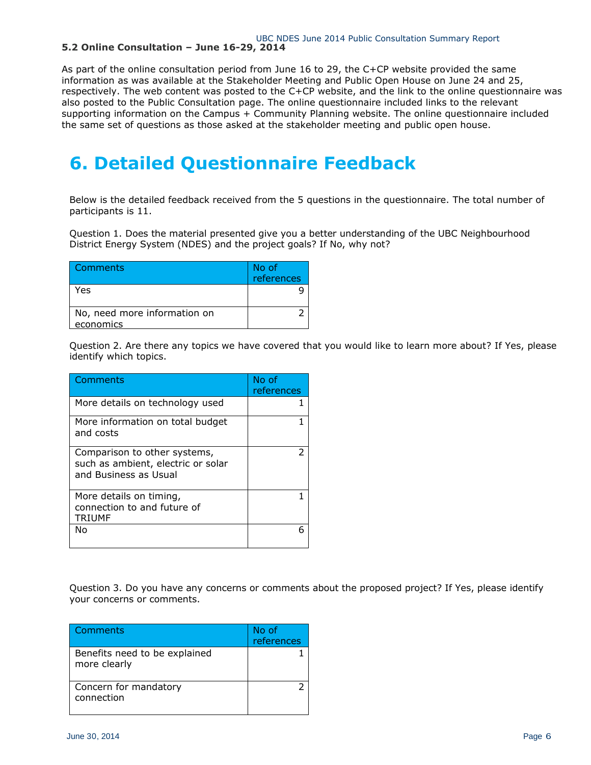**5.2 Online Consultation – June 16-29, 2014**

As part of the online consultation period from June 16 to 29, the C+CP website provided the same information as was available at the Stakeholder Meeting and Public Open House on June 24 and 25, respectively. The web content was posted to the C+CP website, and the link to the online questionnaire was also posted to the Public Consultation page. The online questionnaire included links to the relevant supporting information on the Campus + Community Planning website. The online questionnaire included the same set of questions as those asked at the stakeholder meeting and public open house.

# 6. Detailed Questionnaire Feedback

Below is the detailed feedback received from the 5 questions in the questionnaire. The total number of participants is 11.

Question 1. Does the material presented give you a better understanding of the UBC Neighbourhood District Energy System (NDES) and the project goals? If No, why not?

| Comments | No of references |
|---|---|
| Yes | 9 |
| No, need more information on economics | 2 |

Question 2. Are there any topics we have covered that you would like to learn more about? If Yes, please identify which topics.

| Comments | No of references |
|---|---|
| More details on technology used | 1 |
| More information on total budget and costs | 1 |
| Comparison to other systems, such as ambient, electric or solar and Business as Usual | 2 |
| More details on timing, connection to and future of TRIUMF | 1 |
| No | 6 |

Question 3. Do you have any concerns or comments about the proposed project? If Yes, please identify your concerns or comments.

| Comments | No of references |
|---|---|
| Benefits need to be explained more clearly | 1 |
| Concern for mandatory connection | 2 |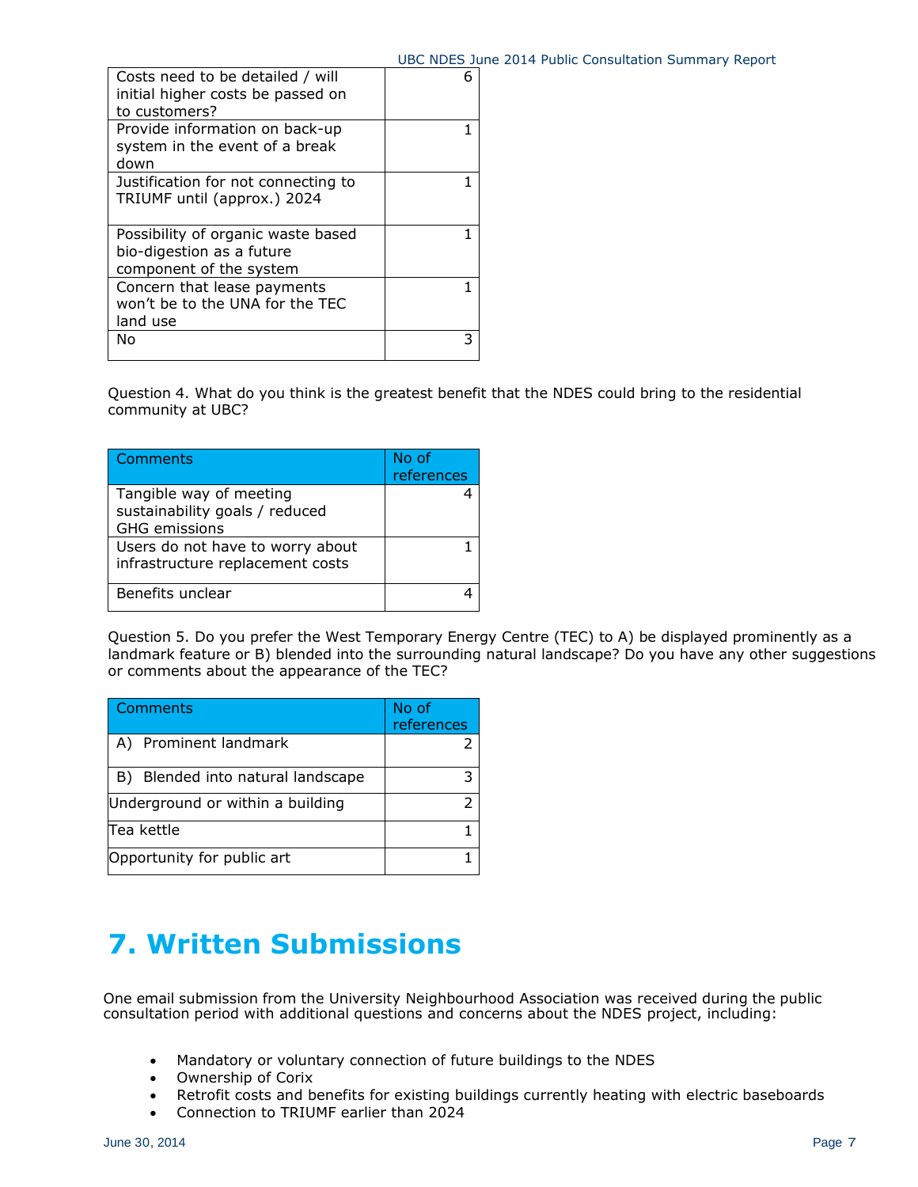| | |
|---|---|
| Costs need to be detailed / will initial higher costs be passed on to customers? | 6 |
| Provide information on back-up system in the event of a break down | 1 |
| Justification for not connecting to TRIUMF until (approx.) 2024 | 1 |
| Possibility of organic waste based bio-digestion as a future component of the system | 1 |
| Concern that lease payments won't be to the UNA for the TEC land use | 1 |
| No | 3 |

Question 4. What do you think is the greatest benefit that the NDES could bring to the residential community at UBC?

| Comments | No of references |
|---|---|
| Tangible way of meeting sustainability goals / reduced GHG emissions | 4 |
| Users do not have to worry about infrastructure replacement costs | 1 |
| Benefits unclear | 4 |

Question 5. Do you prefer the West Temporary Energy Centre (TEC) to A) be displayed prominently as a landmark feature or B) blended into the surrounding natural landscape? Do you have any other suggestions or comments about the appearance of the TEC?

| Comments | No of references |
|---|---|
| A) Prominent landmark | 2 |
| B) Blended into natural landscape | 3 |
| Underground or within a building | 2 |
| Tea kettle | 1 |
| Opportunity for public art | 1 |

# 7. Written Submissions

One email submission from the University Neighbourhood Association was received during the public consultation period with additional questions and concerns about the NDES project, including:

- Mandatory or voluntary connection of future buildings to the NDES
- Ownership of Corix
- Retrofit costs and benefits for existing buildings currently heating with electric baseboards
- Connection to TRIUMF earlier than 2024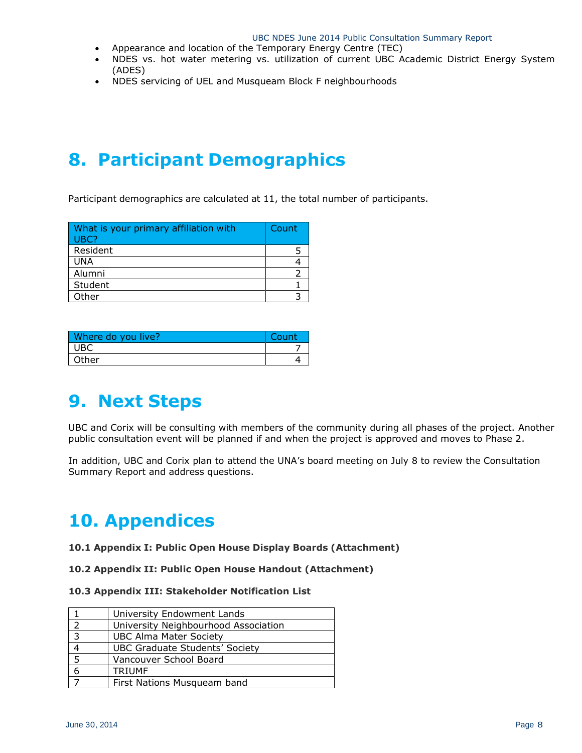- Appearance and location of the Temporary Energy Centre (TEC)
- NDES vs. hot water metering vs. utilization of current UBC Academic District Energy System (ADES)
- NDES servicing of UEL and Musqueam Block F neighbourhoods

# 8. Participant Demographics

Participant demographics are calculated at 11, the total number of participants.

| What is your primary affiliation with UBC? | Count |
|---|---|
| Resident | 5 |
| UNA | 4 |
| Alumni | 2 |
| Student | 1 |
| Other | 3 |

| Where do you live? | Count |
|---|---|
| UBC | 7 |
| Other | 4 |

# 9. Next Steps

UBC and Corix will be consulting with members of the community during all phases of the project. Another public consultation event will be planned if and when the project is approved and moves to Phase 2.

In addition, UBC and Corix plan to attend the UNA's board meeting on July 8 to review the Consultation Summary Report and address questions.

# 10. Appendices

**10.1 Appendix I: Public Open House Display Boards (Attachment)**

**10.2 Appendix II: Public Open House Handout (Attachment)**

**10.3 Appendix III: Stakeholder Notification List**

| | |
|---|---|
| 1 | University Endowment Lands |
| 2 | University Neighbourhood Association |
| 3 | UBC Alma Mater Society |
| 4 | UBC Graduate Students' Society |
| 5 | Vancouver School Board |
| 6 | TRIUMF |
| 7 | First Nations Musqueam band |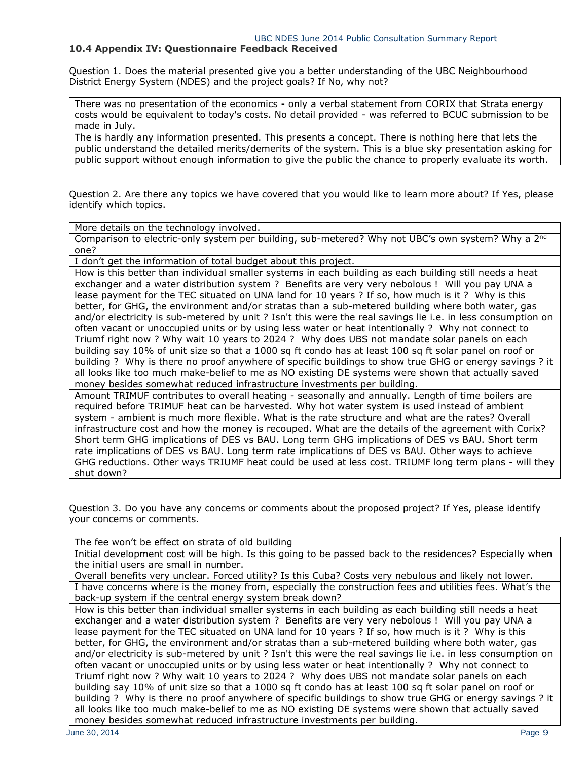### 10.4 Appendix IV: Questionnaire Feedback Received

Question 1. Does the material presented give you a better understanding of the UBC Neighbourhood District Energy System (NDES) and the project goals? If No, why not?

| |
|---|
| There was no presentation of the economics - only a verbal statement from CORIX that Strata energy costs would be equivalent to today's costs. No detail provided - was referred to BCUC submission to be made in July. |
| The is hardly any information presented. This presents a concept. There is nothing here that lets the public understand the detailed merits/demerits of the system. This is a blue sky presentation asking for public support without enough information to give the public the chance to properly evaluate its worth. |

Question 2. Are there any topics we have covered that you would like to learn more about? If Yes, please identify which topics.

| |
|---|
| More details on the technology involved. |
| Comparison to electric-only system per building, sub-metered? Why not UBC's own system? Why a 2nd one? |
| I don't get the information of total budget about this project. |
| How is this better than individual smaller systems in each building as each building still needs a heat exchanger and a water distribution system ? Benefits are very very nebolous ! Will you pay UNA a lease payment for the TEC situated on UNA land for 10 years ? If so, how much is it ? Why is this better, for GHG, the environment and/or stratas than a sub-metered building where both water, gas and/or electricity is sub-metered by unit ? Isn't this were the real savings lie i.e. in less consumption on often vacant or unoccupied units or by using less water or heat intentionally ? Why not connect to Triumf right now ? Why wait 10 years to 2024 ? Why does UBS not mandate solar panels on each building say 10% of unit size so that a 1000 sq ft condo has at least 100 sq ft solar panel on roof or building ? Why is there no proof anywhere of specific buildings to show true GHG or energy savings ? it all looks like too much make-belief to me as NO existing DE systems were shown that actually saved money besides somewhat reduced infrastructure investments per building. |
| Amount TRIMUF contributes to overall heating - seasonally and annually. Length of time boilers are required before TRIMUF heat can be harvested. Why hot water system is used instead of ambient system - ambient is much more flexible. What is the rate structure and what are the rates? Overall infrastructure cost and how the money is recouped. What are the details of the agreement with Corix? Short term GHG implications of DES vs BAU. Long term GHG implications of DES vs BAU. Short term rate implications of DES vs BAU. Long term rate implications of DES vs BAU. Other ways to achieve GHG reductions. Other ways TRIUMF heat could be used at less cost. TRIUMF long term plans - will they shut down? |

Question 3. Do you have any concerns or comments about the proposed project? If Yes, please identify your concerns or comments.

| |
|---|
| The fee won't be effect on strata of old building |
| Initial development cost will be high. Is this going to be passed back to the residences? Especially when the initial users are small in number. |
| Overall benefits very unclear. Forced utility? Is this Cuba? Costs very nebulous and likely not lower. |
| I have concerns where is the money from, especially the construction fees and utilities fees. What's the back-up system if the central energy system break down? |
| How is this better than individual smaller systems in each building as each building still needs a heat exchanger and a water distribution system ? Benefits are very very nebolous ! Will you pay UNA a lease payment for the TEC situated on UNA land for 10 years ? If so, how much is it ? Why is this better, for GHG, the environment and/or stratas than a sub-metered building where both water, gas and/or electricity is sub-metered by unit ? Isn't this were the real savings lie i.e. in less consumption on often vacant or unoccupied units or by using less water or heat intentionally ? Why not connect to Triumf right now ? Why wait 10 years to 2024 ? Why does UBS not mandate solar panels on each building say 10% of unit size so that a 1000 sq ft condo has at least 100 sq ft solar panel on roof or building ? Why is there no proof anywhere of specific buildings to show true GHG or energy savings ? it all looks like too much make-belief to me as NO existing DE systems were shown that actually saved money besides somewhat reduced infrastructure investments per building. |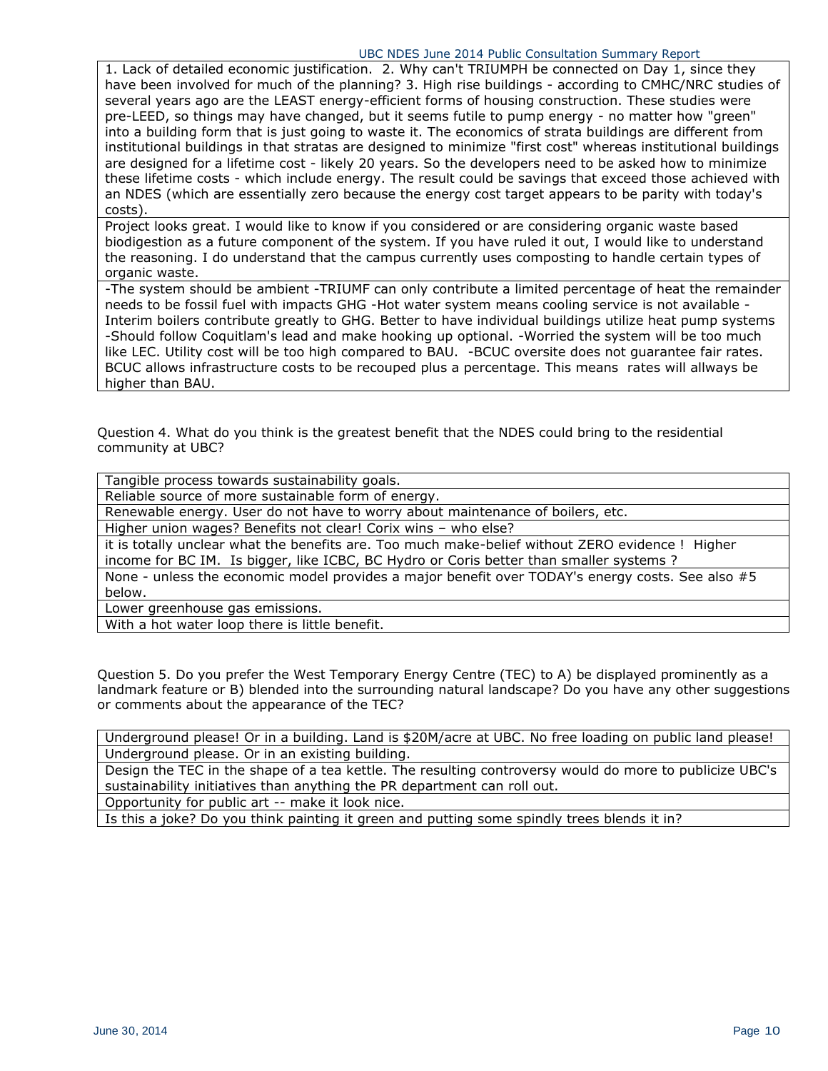| |
|---|
| 1. Lack of detailed economic justification. 2. Why can't TRIUMPH be connected on Day 1, since they have been involved for much of the planning? 3. High rise buildings - according to CMHC/NRC studies of several years ago are the LEAST energy-efficient forms of housing construction. These studies were pre-LEED, so things may have changed, but it seems futile to pump energy - no matter how "green" into a building form that is just going to waste it. The economics of strata buildings are different from institutional buildings in that stratas are designed to minimize "first cost" whereas institutional buildings are designed for a lifetime cost - likely 20 years. So the developers need to be asked how to minimize these lifetime costs - which include energy. The result could be savings that exceed those achieved with an NDES (which are essentially zero because the energy cost target appears to be parity with today's costs). |
| Project looks great. I would like to know if you considered or are considering organic waste based biodigestion as a future component of the system. If you have ruled it out, I would like to understand the reasoning. I do understand that the campus currently uses composting to handle certain types of organic waste. |
| -The system should be ambient -TRIUMF can only contribute a limited percentage of heat the remainder needs to be fossil fuel with impacts GHG -Hot water system means cooling service is not available -Interim boilers contribute greatly to GHG. Better to have individual buildings utilize heat pump systems -Should follow Coquitlam's lead and make hooking up optional. -Worried the system will be too much like LEC. Utility cost will be too high compared to BAU. -BCUC oversite does not guarantee fair rates. BCUC allows infrastructure costs to be recouped plus a percentage. This means rates will allways be higher than BAU. |

Question 4. What do you think is the greatest benefit that the NDES could bring to the residential community at UBC?

| |
|---|
| Tangible process towards sustainability goals. |
| Reliable source of more sustainable form of energy. |
| Renewable energy. User do not have to worry about maintenance of boilers, etc. |
| Higher union wages? Benefits not clear! Corix wins – who else? |
| it is totally unclear what the benefits are. Too much make-belief without ZERO evidence ! Higher income for BC IM. Is bigger, like ICBC, BC Hydro or Coris better than smaller systems ? |
| None - unless the economic model provides a major benefit over TODAY's energy costs. See also #5 below. |
| Lower greenhouse gas emissions. |
| With a hot water loop there is little benefit. |

Question 5. Do you prefer the West Temporary Energy Centre (TEC) to A) be displayed prominently as a landmark feature or B) blended into the surrounding natural landscape? Do you have any other suggestions or comments about the appearance of the TEC?

| |
|---|
| Underground please! Or in a building. Land is $20M/acre at UBC. No free loading on public land please! |
| Underground please. Or in an existing building. |
| Design the TEC in the shape of a tea kettle. The resulting controversy would do more to publicize UBC's sustainability initiatives than anything the PR department can roll out. |
| Opportunity for public art -- make it look nice. |
| Is this a joke? Do you think painting it green and putting some spindly trees blends it in? |